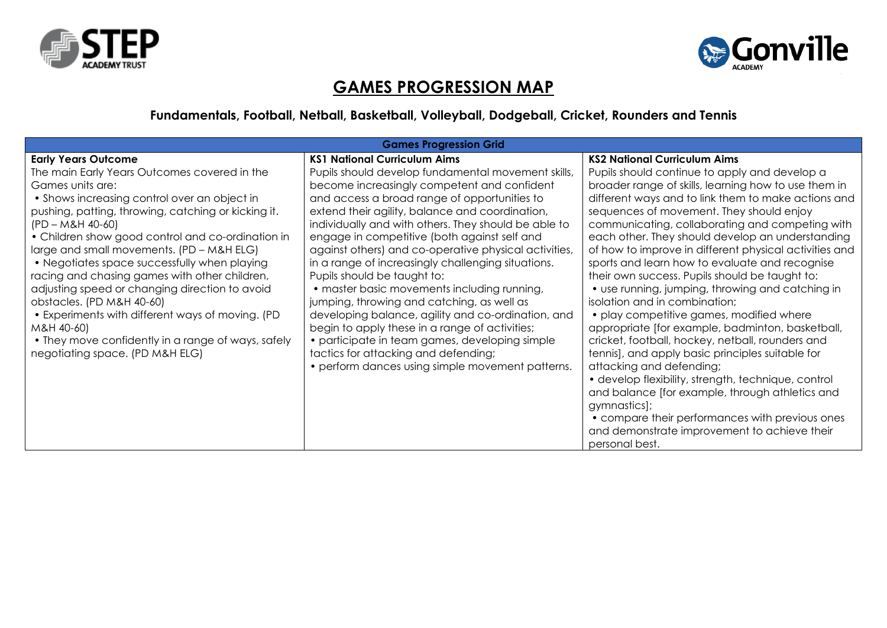# GAMES PROGRESSION MAP

### Fundamentals, Football, Netball, Basketball, Volleyball, Dodgeball, Cricket, Rounders and Tennis

| Games Progression Grid | | |
|---|---|---|
| **Early Years Outcome**<br>The main Early Years Outcomes covered in the Games units are:<br>• Shows increasing control over an object in pushing, patting, throwing, catching or kicking it. (PD – M&H 40-60)<br>• Children show good control and co-ordination in large and small movements. (PD – M&H ELG)<br>• Negotiates space successfully when playing racing and chasing games with other children, adjusting speed or changing direction to avoid obstacles. (PD M&H 40-60)<br>• Experiments with different ways of moving. (PD M&H 40-60)<br>• They move confidently in a range of ways, safely negotiating space. (PD M&H ELG) | **KS1 National Curriculum Aims**<br>Pupils should develop fundamental movement skills, become increasingly competent and confident and access a broad range of opportunities to extend their agility, balance and coordination, individually and with others. They should be able to engage in competitive (both against self and against others) and co-operative physical activities, in a range of increasingly challenging situations. Pupils should be taught to:<br>• master basic movements including running, jumping, throwing and catching, as well as developing balance, agility and co-ordination, and begin to apply these in a range of activities;<br>• participate in team games, developing simple tactics for attacking and defending;<br>• perform dances using simple movement patterns. | **KS2 National Curriculum Aims**<br>Pupils should continue to apply and develop a broader range of skills, learning how to use them in different ways and to link them to make actions and sequences of movement. They should enjoy communicating, collaborating and competing with each other. They should develop an understanding of how to improve in different physical activities and sports and learn how to evaluate and recognise their own success. Pupils should be taught to:<br>• use running, jumping, throwing and catching in isolation and in combination;<br>• play competitive games, modified where appropriate [for example, badminton, basketball, cricket, football, hockey, netball, rounders and tennis], and apply basic principles suitable for attacking and defending;<br>• develop flexibility, strength, technique, control and balance [for example, through athletics and gymnastics];<br>• compare their performances with previous ones and demonstrate improvement to achieve their personal best. |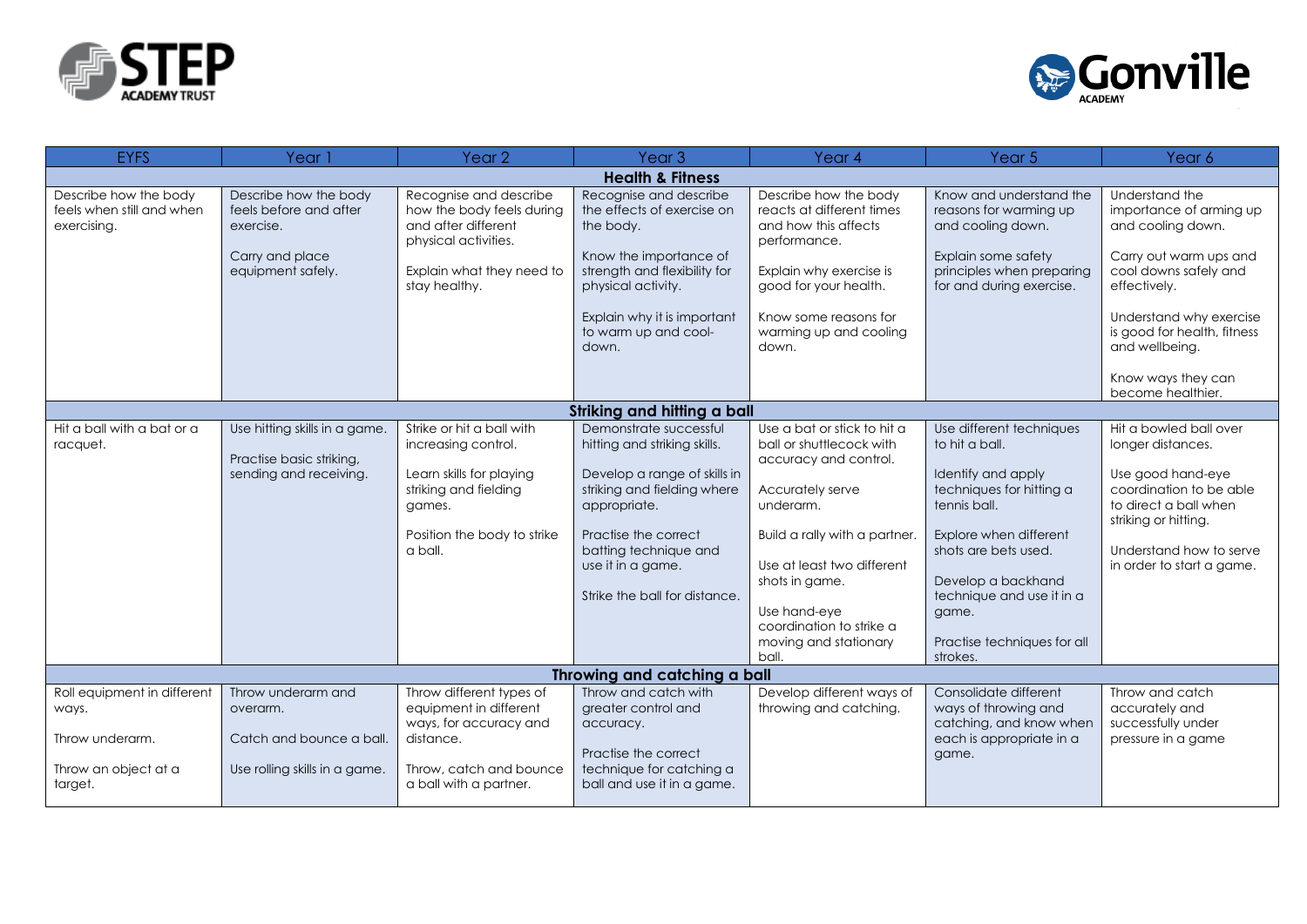| EYFS | Year 1 | Year 2 | Year 3 | Year 4 | Year 5 | Year 6 |
|---|---|---|---|---|---|---|
| **Health & Fitness** | | | | | | |
| Describe how the body feels when still and when exercising. | Describe how the body feels before and after exercise.<br><br>Carry and place equipment safely. | Recognise and describe how the body feels during and after different physical activities.<br><br>Explain what they need to stay healthy. | Recognise and describe the effects of exercise on the body.<br><br>Know the importance of strength and flexibility for physical activity.<br><br>Explain why it is important to warm up and cool-down. | Describe how the body reacts at different times and how this affects performance.<br><br>Explain why exercise is good for your health.<br><br>Know some reasons for warming up and cooling down. | Know and understand the reasons for warming up and cooling down.<br><br>Explain some safety principles when preparing for and during exercise. | Understand the importance of arming up and cooling down.<br><br>Carry out warm ups and cool downs safely and effectively.<br><br>Understand why exercise is good for health, fitness and wellbeing.<br><br>Know ways they can become healthier. |
| **Striking and hitting a ball** | | | | | | |
| Hit a ball with a bat or a racquet. | Use hitting skills in a game.<br><br>Practise basic striking, sending and receiving. | Strike or hit a ball with increasing control.<br><br>Learn skills for playing striking and fielding games.<br><br>Position the body to strike a ball. | Demonstrate successful hitting and striking skills.<br><br>Develop a range of skills in striking and fielding where appropriate.<br><br>Practise the correct batting technique and use it in a game.<br><br>Strike the ball for distance. | Use a bat or stick to hit a ball or shuttlecock with accuracy and control.<br><br>Accurately serve underarm.<br><br>Build a rally with a partner.<br><br>Use at least two different shots in game.<br><br>Use hand-eye coordination to strike a moving and stationary ball. | Use different techniques to hit a ball.<br><br>Identify and apply techniques for hitting a tennis ball.<br><br>Explore when different shots are bets used.<br><br>Develop a backhand technique and use it in a game.<br><br>Practise techniques for all strokes. | Hit a bowled ball over longer distances.<br><br>Use good hand-eye coordination to be able to direct a ball when striking or hitting.<br><br>Understand how to serve in order to start a game. |
| **Throwing and catching a ball** | | | | | | |
| Roll equipment in different ways.<br><br>Throw underarm.<br><br>Throw an object at a target. | Throw underarm and overarm.<br><br>Catch and bounce a ball.<br><br>Use rolling skills in a game. | Throw different types of equipment in different ways, for accuracy and distance.<br><br>Throw, catch and bounce a ball with a partner. | Throw and catch with greater control and accuracy.<br><br>Practise the correct technique for catching a ball and use it in a game. | Develop different ways of throwing and catching. | Consolidate different ways of throwing and catching, and know when each is appropriate in a game. | Throw and catch accurately and successfully under pressure in a game |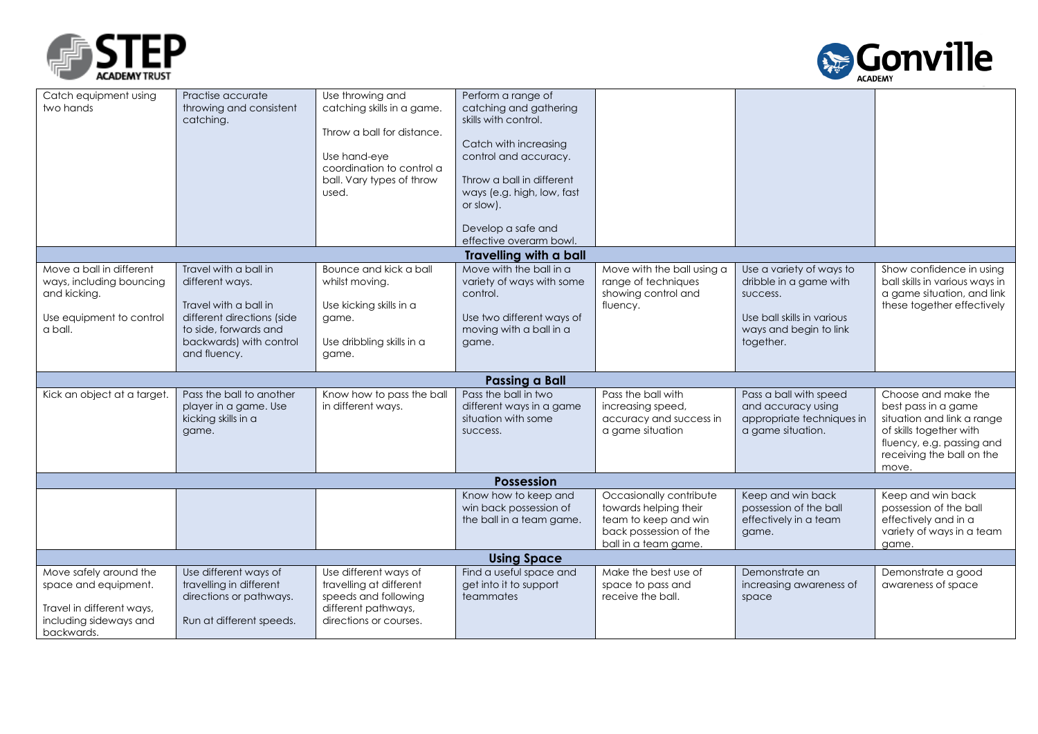| | | | | | | |
|---|---|---|---|---|---|---|
| Catch equipment using two hands | Practise accurate throwing and consistent catching. | Use throwing and catching skills in a game.<br><br>Throw a ball for distance.<br><br>Use hand-eye coordination to control a ball. Vary types of throw used. | Perform a range of catching and gathering skills with control.<br><br>Catch with increasing control and accuracy.<br><br>Throw a ball in different ways (e.g. high, low, fast or slow).<br><br>Develop a safe and effective overarm bowl. | | | |
| | | | **Travelling with a ball** | | | |
| Move a ball in different ways, including bouncing and kicking.<br><br>Use equipment to control a ball. | Travel with a ball in different ways.<br><br>Travel with a ball in different directions (side to side, forwards and backwards) with control and fluency. | Bounce and kick a ball whilst moving.<br><br>Use kicking skills in a game.<br><br>Use dribbling skills in a game. | Move with the ball in a variety of ways with some control.<br><br>Use two different ways of moving with a ball in a game. | Move with the ball using a range of techniques showing control and fluency. | Use a variety of ways to dribble in a game with success.<br><br>Use ball skills in various ways and begin to link together. | Show confidence in using ball skills in various ways in a game situation, and link these together effectively |
| | | | **Passing a Ball** | | | |
| Kick an object at a target. | Pass the ball to another player in a game. Use kicking skills in a game. | Know how to pass the ball in different ways. | Pass the ball in two different ways in a game situation with some success. | Pass the ball with increasing speed, accuracy and success in a game situation | Pass a ball with speed and accuracy using appropriate techniques in a game situation. | Choose and make the best pass in a game situation and link a range of skills together with fluency, e.g. passing and receiving the ball on the move. |
| | | | **Possession** | | | |
| | | | Know how to keep and win back possession of the ball in a team game. | Occasionally contribute towards helping their team to keep and win back possession of the ball in a team game. | Keep and win back possession of the ball effectively in a team game. | Keep and win back possession of the ball effectively and in a variety of ways in a team game. |
| | | | **Using Space** | | | |
| Move safely around the space and equipment.<br><br>Travel in different ways, including sideways and backwards. | Use different ways of travelling in different directions or pathways.<br><br>Run at different speeds. | Use different ways of travelling at different speeds and following different pathways, directions or courses. | Find a useful space and get into it to support teammates | Make the best use of space to pass and receive the ball. | Demonstrate an increasing awareness of space | Demonstrate a good awareness of space |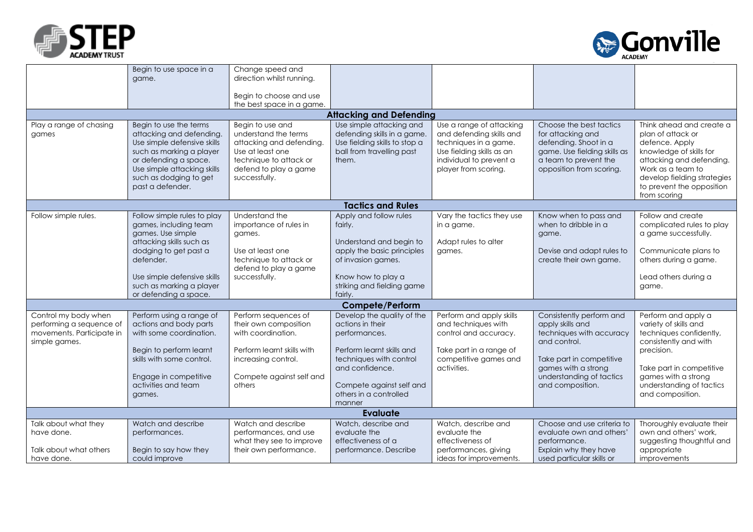| | | | | | | |
|---|---|---|---|---|---|---|
| | Begin to use space in a game. | Change speed and direction whilst running.<br><br>Begin to choose and use the best space in a game. | | | | |
| | | | **Attacking and Defending** | | | |
| Play a range of chasing games | Begin to use the terms attacking and defending. Use simple defensive skills such as marking a player or defending a space. Use simple attacking skills such as dodging to get past a defender. | Begin to use and understand the terms attacking and defending. Use at least one technique to attack or defend to play a game successfully. | Use simple attacking and defending skills in a game. Use fielding skills to stop a ball from travelling past them. | Use a range of attacking and defending skills and techniques in a game. Use fielding skills as an individual to prevent a player from scoring. | Choose the best tactics for attacking and defending. Shoot in a game. Use fielding skills as a team to prevent the opposition from scoring. | Think ahead and create a plan of attack or defence. Apply knowledge of skills for attacking and defending. Work as a team to develop fielding strategies to prevent the opposition from scoring |
| | | | **Tactics and Rules** | | | |
| Follow simple rules. | Follow simple rules to play games, including team games. Use simple attacking skills such as dodging to get past a defender.<br><br>Use simple defensive skills such as marking a player or defending a space. | Understand the importance of rules in games.<br><br>Use at least one technique to attack or defend to play a game successfully. | Apply and follow rules fairly.<br><br>Understand and begin to apply the basic principles of invasion games.<br><br>Know how to play a striking and fielding game fairly. | Vary the tactics they use in a game.<br><br>Adapt rules to alter games. | Know when to pass and when to dribble in a game.<br><br>Devise and adapt rules to create their own game. | Follow and create complicated rules to play a game successfully.<br><br>Communicate plans to others during a game.<br><br>Lead others during a game. |
| | | | **Compete/Perform** | | | |
| Control my body when performing a sequence of movements. Participate in simple games. | Perform using a range of actions and body parts with some coordination.<br><br>Begin to perform learnt skills with some control.<br><br>Engage in competitive activities and team games. | Perform sequences of their own composition with coordination.<br><br>Perform learnt skills with increasing control.<br><br>Compete against self and others | Develop the quality of the actions in their performances.<br><br>Perform learnt skills and techniques with control and confidence.<br><br>Compete against self and others in a controlled manner | Perform and apply skills and techniques with control and accuracy.<br><br>Take part in a range of competitive games and activities. | Consistently perform and apply skills and techniques with accuracy and control.<br><br>Take part in competitive games with a strong understanding of tactics and composition. | Perform and apply a variety of skills and techniques confidently, consistently and with precision.<br><br>Take part in competitive games with a strong understanding of tactics and composition. |
| | | | **Evaluate** | | | |
| Talk about what they have done.<br><br>Talk about what others have done. | Watch and describe performances.<br><br>Begin to say how they could improve | Watch and describe performances, and use what they see to improve their own performance. | Watch, describe and evaluate the effectiveness of a performance. Describe | Watch, describe and evaluate the effectiveness of performances, giving ideas for improvements. | Choose and use criteria to evaluate own and others' performance. Explain why they have used particular skills or | Thoroughly evaluate their own and others' work, suggesting thoughtful and appropriate improvements |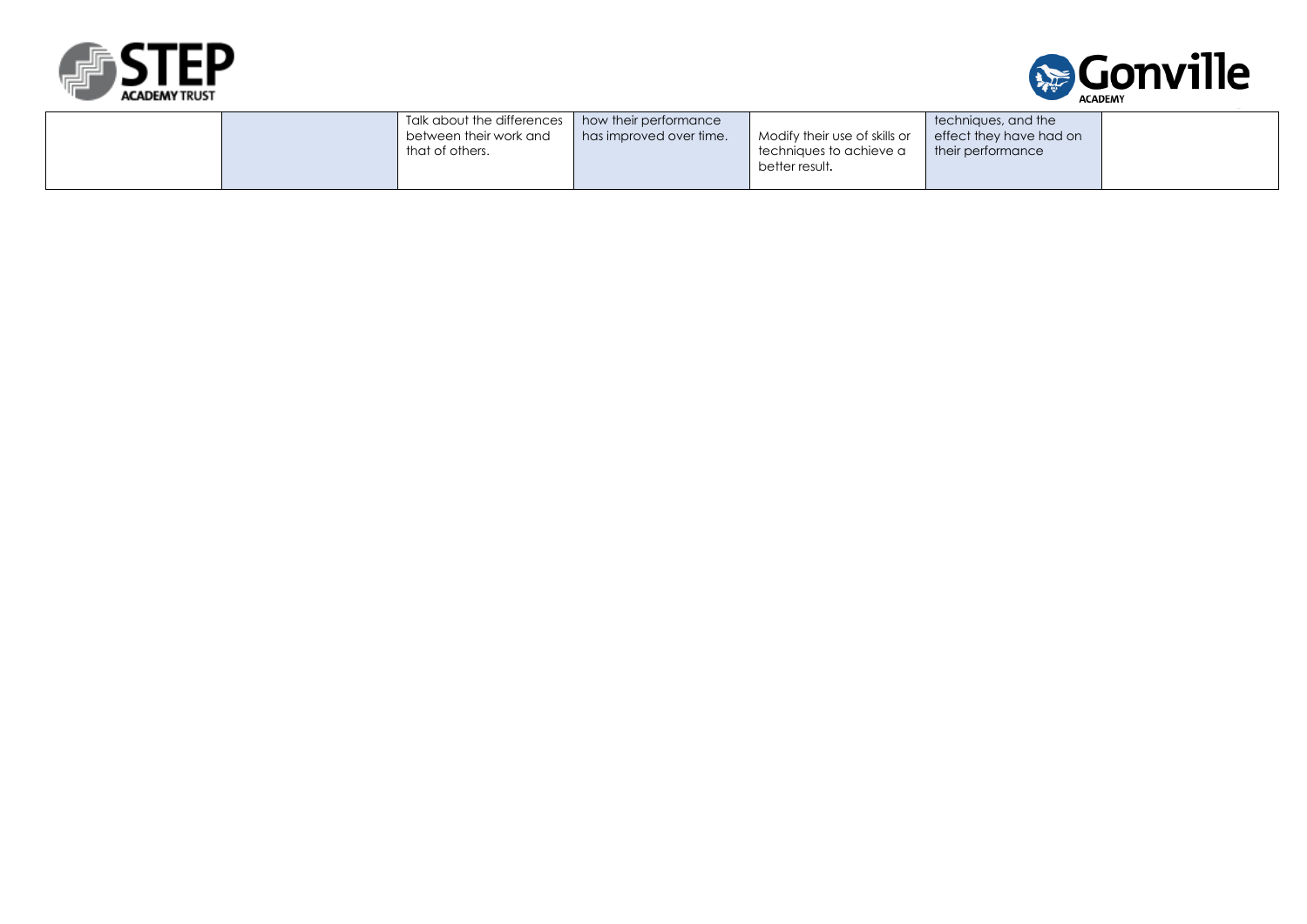| | | | | | | |
|---|---|---|---|---|---|---|
| | | Talk about the differences between their work and that of others. | how their performance has improved over time. | Modify their use of skills or techniques to achieve a better result. | techniques, and the effect they have had on their performance | |